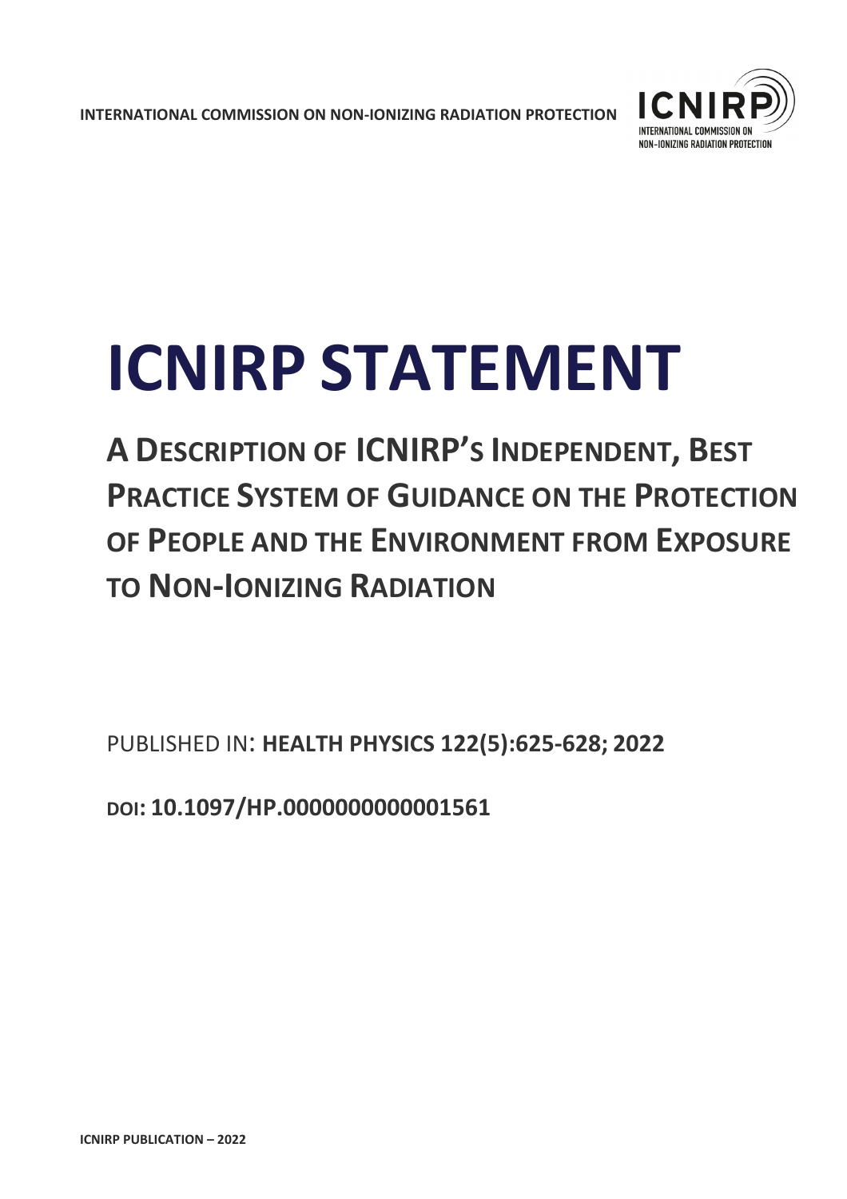INTERNATIONAL COMMISSION ON NON-IONIZING RADIATION PROTECTION

# ICNIRP STATEMENT

## A Description of ICNIRP's Independent, Best Practice System of Guidance on the Protection of People and the Environment from Exposure to Non-Ionizing Radiation

PUBLISHED IN: **HEALTH PHYSICS 122(5):625-628; 2022**

**DOI: 10.1097/HP.0000000000001561**

**ICNIRP PUBLICATION – 2022**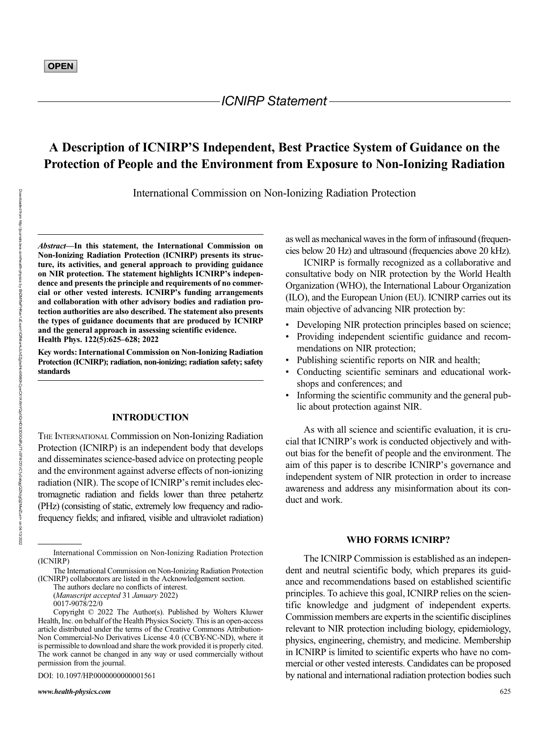**OPEN**

*ICNIRP Statement*

# A Description of ICNIRP'S Independent, Best Practice System of Guidance on the Protection of People and the Environment from Exposure to Non-Ionizing Radiation

International Commission on Non-Ionizing Radiation Protection

***Abstract*—In this statement, the International Commission on Non-Ionizing Radiation Protection (ICNIRP) presents its structure, its activities, and general approach to providing guidance on NIR protection. The statement highlights ICNIRP's independence and presents the principle and requirements of no commercial or other vested interests. ICNIRP's funding arrangements and collaboration with other advisory bodies and radiation protection authorities are also described. The statement also presents the types of guidance documents that are produced by ICNIRP and the general approach in assessing scientific evidence.**
**Health Phys. 122(5):625–628; 2022**

**Key words: International Commission on Non-Ionizing Radiation Protection (ICNIRP); radiation, non-ionizing; radiation safety; safety standards**

## INTRODUCTION

The International Commission on Non-Ionizing Radiation Protection (ICNIRP) is an independent body that develops and disseminates science-based advice on protecting people and the environment against adverse effects of non-ionizing radiation (NIR). The scope of ICNIRP's remit includes electromagnetic radiation and fields lower than three petahertz (PHz) (consisting of static, extremely low frequency and radiofrequency fields; and infrared, visible and ultraviolet radiation) as well as mechanical waves in the form of infrasound (frequencies below 20 Hz) and ultrasound (frequencies above 20 kHz).

ICNIRP is formally recognized as a collaborative and consultative body on NIR protection by the World Health Organization (WHO), the International Labour Organization (ILO), and the European Union (EU). ICNIRP carries out its main objective of advancing NIR protection by:

- Developing NIR protection principles based on science;
- Providing independent scientific guidance and recommendations on NIR protection;
- Publishing scientific reports on NIR and health;
- Conducting scientific seminars and educational workshops and conferences; and
- Informing the scientific community and the general public about protection against NIR.

As with all science and scientific evaluation, it is crucial that ICNIRP's work is conducted objectively and without bias for the benefit of people and the environment. The aim of this paper is to describe ICNIRP's governance and independent system of NIR protection in order to increase awareness and address any misinformation about its conduct and work.

## WHO FORMS ICNIRP?

The ICNIRP Commission is established as an independent and neutral scientific body, which prepares its guidance and recommendations based on established scientific principles. To achieve this goal, ICNIRP relies on the scientific knowledge and judgment of independent experts. Commission members are experts in the scientific disciplines relevant to NIR protection including biology, epidemiology, physics, engineering, chemistry, and medicine. Membership in ICNIRP is limited to scientific experts who have no commercial or other vested interests. Candidates can be proposed by national and international radiation protection bodies such

---

International Commission on Non-Ionizing Radiation Protection (ICNIRP)

The International Commission on Non-Ionizing Radiation Protection (ICNIRP) collaborators are listed in the Acknowledgement section.

The authors declare no conflicts of interest.

(*Manuscript accepted* 31 *January* 2022)

0017-9078/22/0

Copyright © 2022 The Author(s). Published by Wolters Kluwer Health, Inc. on behalf of the Health Physics Society. This is an open-access article distributed under the terms of the Creative Commons Attribution-Non Commercial-No Derivatives License 4.0 (CCBY-NC-ND), where it is permissible to download and share the work provided it is properly cited. The work cannot be changed in any way or used commercially without permission from the journal.

DOI: 10.1097/HP.0000000000001561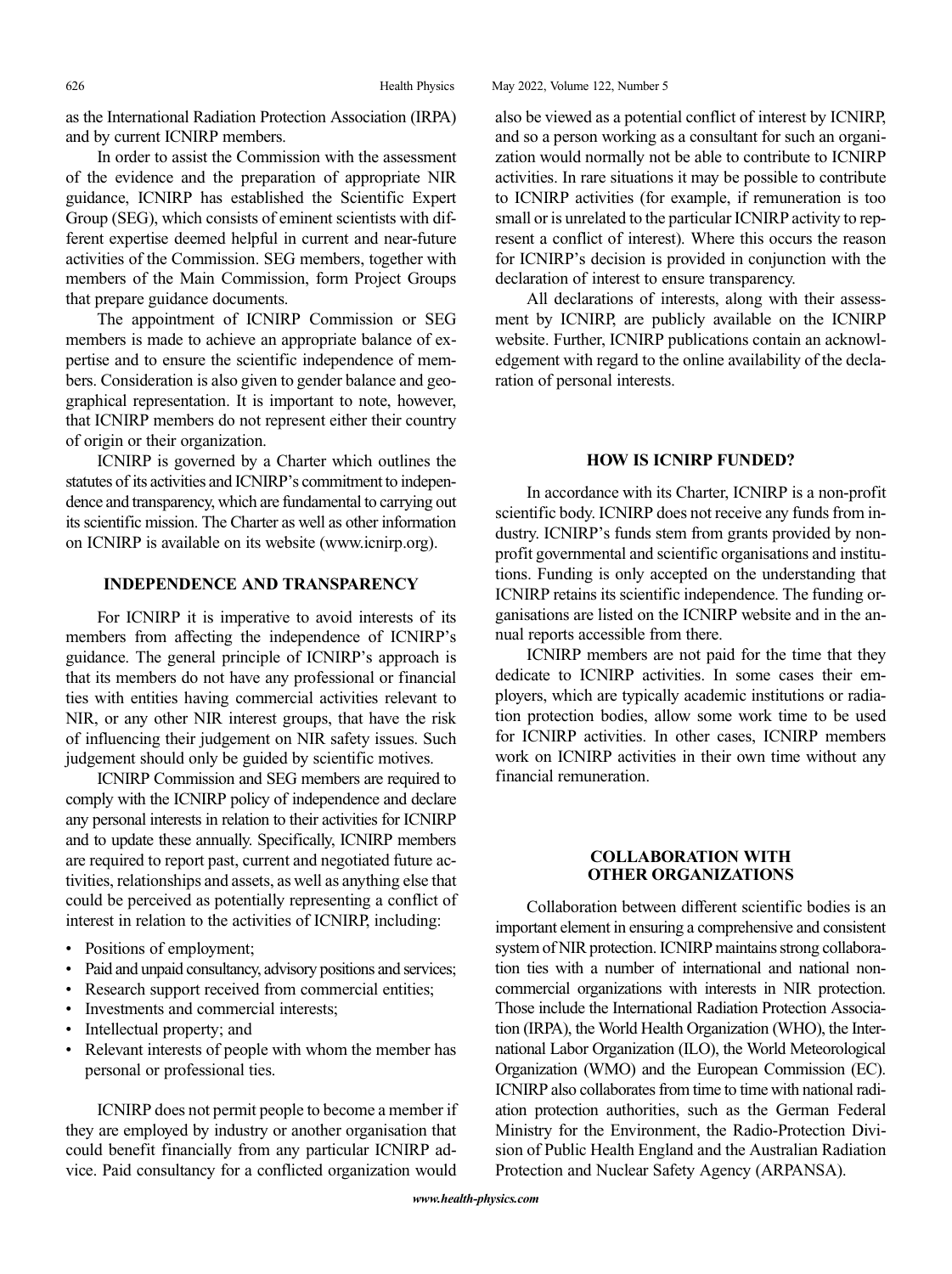as the International Radiation Protection Association (IRPA) and by current ICNIRP members.

In order to assist the Commission with the assessment of the evidence and the preparation of appropriate NIR guidance, ICNIRP has established the Scientific Expert Group (SEG), which consists of eminent scientists with different expertise deemed helpful in current and near-future activities of the Commission. SEG members, together with members of the Main Commission, form Project Groups that prepare guidance documents.

The appointment of ICNIRP Commission or SEG members is made to achieve an appropriate balance of expertise and to ensure the scientific independence of members. Consideration is also given to gender balance and geographical representation. It is important to note, however, that ICNIRP members do not represent either their country of origin or their organization.

ICNIRP is governed by a Charter which outlines the statutes of its activities and ICNIRP's commitment to independence and transparency, which are fundamental to carrying out its scientific mission. The Charter as well as other information on ICNIRP is available on its website (www.icnirp.org).

## INDEPENDENCE AND TRANSPARENCY

For ICNIRP it is imperative to avoid interests of its members from affecting the independence of ICNIRP's guidance. The general principle of ICNIRP's approach is that its members do not have any professional or financial ties with entities having commercial activities relevant to NIR, or any other NIR interest groups, that have the risk of influencing their judgement on NIR safety issues. Such judgement should only be guided by scientific motives.

ICNIRP Commission and SEG members are required to comply with the ICNIRP policy of independence and declare any personal interests in relation to their activities for ICNIRP and to update these annually. Specifically, ICNIRP members are required to report past, current and negotiated future activities, relationships and assets, as well as anything else that could be perceived as potentially representing a conflict of interest in relation to the activities of ICNIRP, including:

- Positions of employment;
- Paid and unpaid consultancy, advisory positions and services;
- Research support received from commercial entities;
- Investments and commercial interests;
- Intellectual property; and
- Relevant interests of people with whom the member has personal or professional ties.

ICNIRP does not permit people to become a member if they are employed by industry or another organisation that could benefit financially from any particular ICNIRP advice. Paid consultancy for a conflicted organization would also be viewed as a potential conflict of interest by ICNIRP, and so a person working as a consultant for such an organization would normally not be able to contribute to ICNIRP activities. In rare situations it may be possible to contribute to ICNIRP activities (for example, if remuneration is too small or is unrelated to the particular ICNIRP activity to represent a conflict of interest). Where this occurs the reason for ICNIRP's decision is provided in conjunction with the declaration of interest to ensure transparency.

All declarations of interests, along with their assessment by ICNIRP, are publicly available on the ICNIRP website. Further, ICNIRP publications contain an acknowledgement with regard to the online availability of the declaration of personal interests.

## HOW IS ICNIRP FUNDED?

In accordance with its Charter, ICNIRP is a non-profit scientific body. ICNIRP does not receive any funds from industry. ICNIRP's funds stem from grants provided by non-profit governmental and scientific organisations and institutions. Funding is only accepted on the understanding that ICNIRP retains its scientific independence. The funding organisations are listed on the ICNIRP website and in the annual reports accessible from there.

ICNIRP members are not paid for the time that they dedicate to ICNIRP activities. In some cases their employers, which are typically academic institutions or radiation protection bodies, allow some work time to be used for ICNIRP activities. In other cases, ICNIRP members work on ICNIRP activities in their own time without any financial remuneration.

## COLLABORATION WITH OTHER ORGANIZATIONS

Collaboration between different scientific bodies is an important element in ensuring a comprehensive and consistent system of NIR protection. ICNIRP maintains strong collaboration ties with a number of international and national non-commercial organizations with interests in NIR protection. Those include the International Radiation Protection Association (IRPA), the World Health Organization (WHO), the International Labor Organization (ILO), the World Meteorological Organization (WMO) and the European Commission (EC). ICNIRP also collaborates from time to time with national radiation protection authorities, such as the German Federal Ministry for the Environment, the Radio-Protection Division of Public Health England and the Australian Radiation Protection and Nuclear Safety Agency (ARPANSA).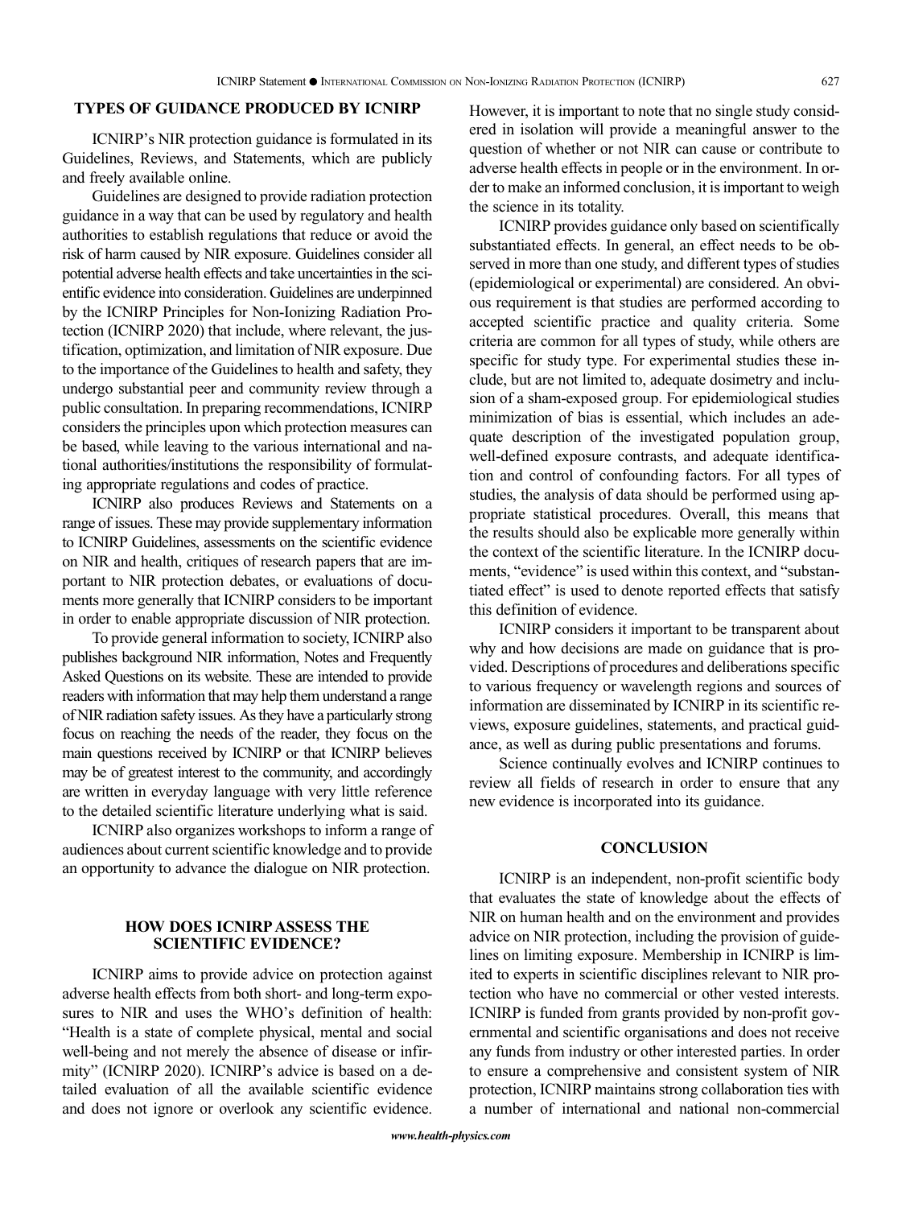## TYPES OF GUIDANCE PRODUCED BY ICNIRP

ICNIRP's NIR protection guidance is formulated in its Guidelines, Reviews, and Statements, which are publicly and freely available online.

Guidelines are designed to provide radiation protection guidance in a way that can be used by regulatory and health authorities to establish regulations that reduce or avoid the risk of harm caused by NIR exposure. Guidelines consider all potential adverse health effects and take uncertainties in the scientific evidence into consideration. Guidelines are underpinned by the ICNIRP Principles for Non-Ionizing Radiation Protection (ICNIRP 2020) that include, where relevant, the justification, optimization, and limitation of NIR exposure. Due to the importance of the Guidelines to health and safety, they undergo substantial peer and community review through a public consultation. In preparing recommendations, ICNIRP considers the principles upon which protection measures can be based, while leaving to the various international and national authorities/institutions the responsibility of formulating appropriate regulations and codes of practice.

ICNIRP also produces Reviews and Statements on a range of issues. These may provide supplementary information to ICNIRP Guidelines, assessments on the scientific evidence on NIR and health, critiques of research papers that are important to NIR protection debates, or evaluations of documents more generally that ICNIRP considers to be important in order to enable appropriate discussion of NIR protection.

To provide general information to society, ICNIRP also publishes background NIR information, Notes and Frequently Asked Questions on its website. These are intended to provide readers with information that may help them understand a range of NIR radiation safety issues. As they have a particularly strong focus on reaching the needs of the reader, they focus on the main questions received by ICNIRP or that ICNIRP believes may be of greatest interest to the community, and accordingly are written in everyday language with very little reference to the detailed scientific literature underlying what is said.

ICNIRP also organizes workshops to inform a range of audiences about current scientific knowledge and to provide an opportunity to advance the dialogue on NIR protection.

## HOW DOES ICNIRP ASSESS THE SCIENTIFIC EVIDENCE?

ICNIRP aims to provide advice on protection against adverse health effects from both short- and long-term exposures to NIR and uses the WHO's definition of health: "Health is a state of complete physical, mental and social well-being and not merely the absence of disease or infirmity" (ICNIRP 2020). ICNIRP's advice is based on a detailed evaluation of all the available scientific evidence and does not ignore or overlook any scientific evidence. However, it is important to note that no single study considered in isolation will provide a meaningful answer to the question of whether or not NIR can cause or contribute to adverse health effects in people or in the environment. In order to make an informed conclusion, it is important to weigh the science in its totality.

ICNIRP provides guidance only based on scientifically substantiated effects. In general, an effect needs to be observed in more than one study, and different types of studies (epidemiological or experimental) are considered. An obvious requirement is that studies are performed according to accepted scientific practice and quality criteria. Some criteria are common for all types of study, while others are specific for study type. For experimental studies these include, but are not limited to, adequate dosimetry and inclusion of a sham-exposed group. For epidemiological studies minimization of bias is essential, which includes an adequate description of the investigated population group, well-defined exposure contrasts, and adequate identification and control of confounding factors. For all types of studies, the analysis of data should be performed using appropriate statistical procedures. Overall, this means that the results should also be explicable more generally within the context of the scientific literature. In the ICNIRP documents, "evidence" is used within this context, and "substantiated effect" is used to denote reported effects that satisfy this definition of evidence.

ICNIRP considers it important to be transparent about why and how decisions are made on guidance that is provided. Descriptions of procedures and deliberations specific to various frequency or wavelength regions and sources of information are disseminated by ICNIRP in its scientific reviews, exposure guidelines, statements, and practical guidance, as well as during public presentations and forums.

Science continually evolves and ICNIRP continues to review all fields of research in order to ensure that any new evidence is incorporated into its guidance.

## CONCLUSION

ICNIRP is an independent, non-profit scientific body that evaluates the state of knowledge about the effects of NIR on human health and on the environment and provides advice on NIR protection, including the provision of guidelines on limiting exposure. Membership in ICNIRP is limited to experts in scientific disciplines relevant to NIR protection who have no commercial or other vested interests. ICNIRP is funded from grants provided by non-profit governmental and scientific organisations and does not receive any funds from industry or other interested parties. In order to ensure a comprehensive and consistent system of NIR protection, ICNIRP maintains strong collaboration ties with a number of international and national non-commercial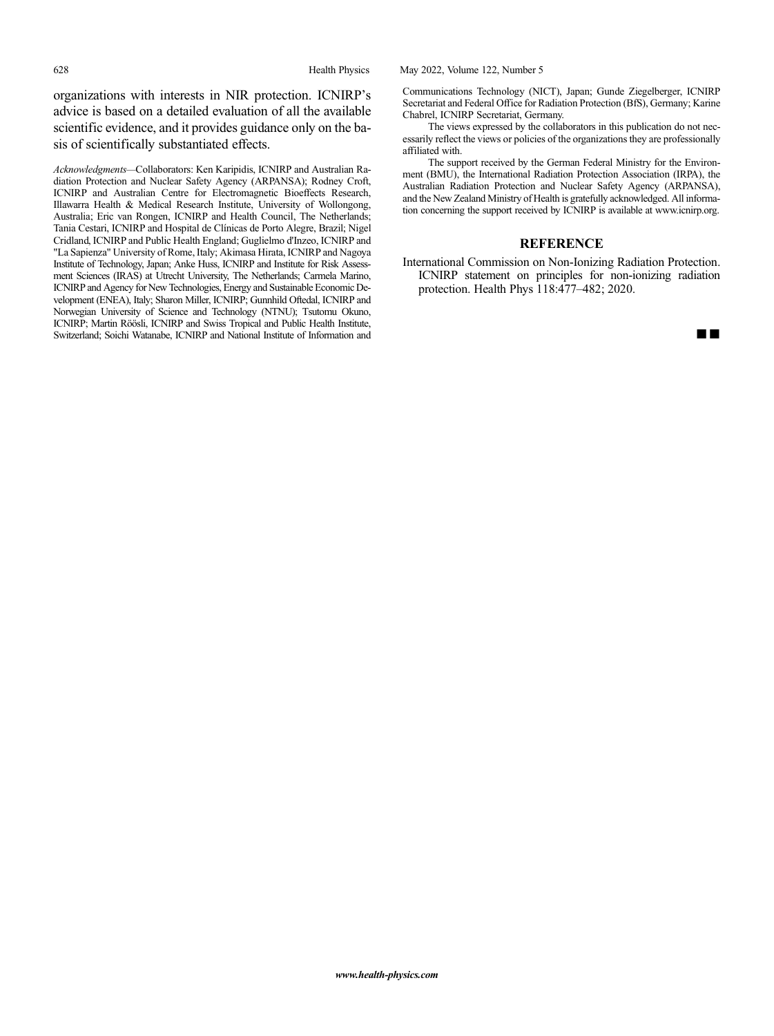organizations with interests in NIR protection. ICNIRP's advice is based on a detailed evaluation of all the available scientific evidence, and it provides guidance only on the basis of scientifically substantiated effects.

*Acknowledgments*—Collaborators: Ken Karipidis, ICNIRP and Australian Radiation Protection and Nuclear Safety Agency (ARPANSA); Rodney Croft, ICNIRP and Australian Centre for Electromagnetic Bioeffects Research, Illawarra Health & Medical Research Institute, University of Wollongong, Australia; Eric van Rongen, ICNIRP and Health Council, The Netherlands; Tania Cestari, ICNIRP and Hospital de Clínicas de Porto Alegre, Brazil; Nigel Cridland, ICNIRP and Public Health England; Guglielmo d'Inzeo, ICNIRP and "La Sapienza" University of Rome, Italy; Akimasa Hirata, ICNIRP and Nagoya Institute of Technology, Japan; Anke Huss, ICNIRP and Institute for Risk Assessment Sciences (IRAS) at Utrecht University, The Netherlands; Carmela Marino, ICNIRP and Agency for New Technologies, Energy and Sustainable Economic Development (ENEA), Italy; Sharon Miller, ICNIRP; Gunnhild Oftedal, ICNIRP and Norwegian University of Science and Technology (NTNU); Tsutomu Okuno, ICNIRP; Martin Röösli, ICNIRP and Swiss Tropical and Public Health Institute, Switzerland; Soichi Watanabe, ICNIRP and National Institute of Information and Communications Technology (NICT), Japan; Gunde Ziegelberger, ICNIRP Secretariat and Federal Office for Radiation Protection (BfS), Germany; Karine Chabrel, ICNIRP Secretariat, Germany.

The views expressed by the collaborators in this publication do not necessarily reflect the views or policies of the organizations they are professionally affiliated with.

The support received by the German Federal Ministry for the Environment (BMU), the International Radiation Protection Association (IRPA), the Australian Radiation Protection and Nuclear Safety Agency (ARPANSA), and the New Zealand Ministry of Health is gratefully acknowledged. All information concerning the support received by ICNIRP is available at www.icnirp.org.

## REFERENCE

International Commission on Non-Ionizing Radiation Protection. ICNIRP statement on principles for non-ionizing radiation protection. Health Phys 118:477–482; 2020.